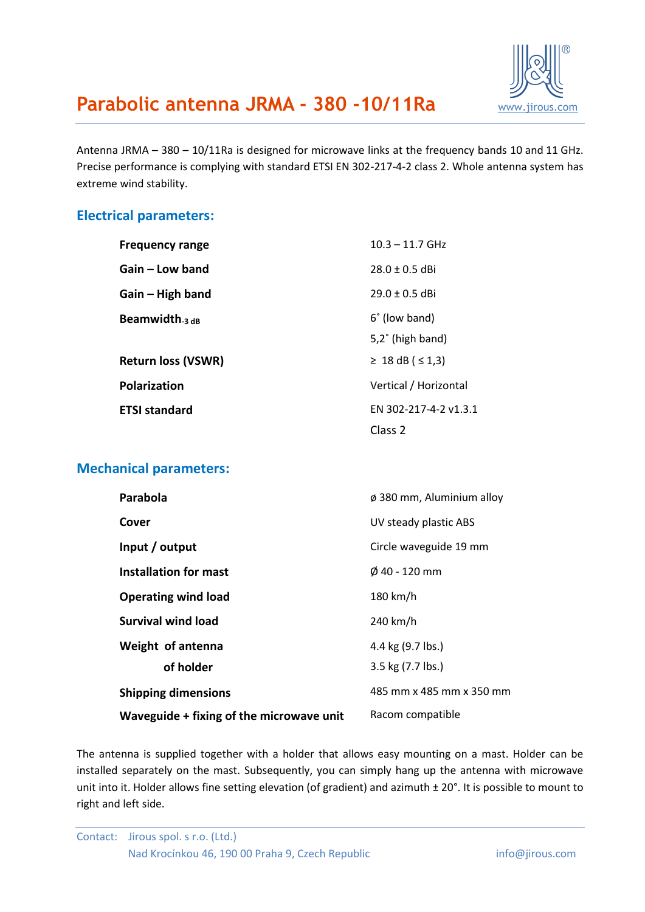# Parabolic antenna JRMA - 380 -10/11Ra

www.jirous.com

Antenna JRMA – 380 – 10/11Ra is designed for microwave links at the frequency bands 10 and 11 GHz. Precise performance is complying with standard ETSI EN 302-217-4-2 class 2. Whole antenna system has extreme wind stability.

## Electrical parameters:

| | |
|---|---|
| **Frequency range** | 10.3 – 11.7 GHz |
| **Gain – Low band** | 28.0 ± 0.5 dBi |
| **Gain – High band** | 29.0 ± 0.5 dBi |
| **Beamwidth$_{-3\ dB}$** | 6˚ (low band)<br>5,2˚ (high band) |
| **Return loss (VSWR)** | ≥ 18 dB ( ≤ 1,3) |
| **Polarization** | Vertical / Horizontal |
| **ETSI standard** | EN 302-217-4-2 v1.3.1<br>Class 2 |

## Mechanical parameters:

| | |
|---|---|
| **Parabola** | ø 380 mm, Aluminium alloy |
| **Cover** | UV steady plastic ABS |
| **Input / output** | Circle waveguide 19 mm |
| **Installation for mast** | Ø 40 - 120 mm |
| **Operating wind load** | 180 km/h |
| **Survival wind load** | 240 km/h |
| **Weight of antenna** | 4.4 kg (9.7 lbs.) |
| **of holder** | 3.5 kg (7.7 lbs.) |
| **Shipping dimensions** | 485 mm x 485 mm x 350 mm |
| **Waveguide + fixing of the microwave unit** | Racom compatible |

The antenna is supplied together with a holder that allows easy mounting on a mast. Holder can be installed separately on the mast. Subsequently, you can simply hang up the antenna with microwave unit into it. Holder allows fine setting elevation (of gradient) and azimuth ± 20°. It is possible to mount to right and left side.

Contact: Jirous spol. s r.o. (Ltd.)
Nad Krocínkou 46, 190 00 Praha 9, Czech Republic info@jirous.com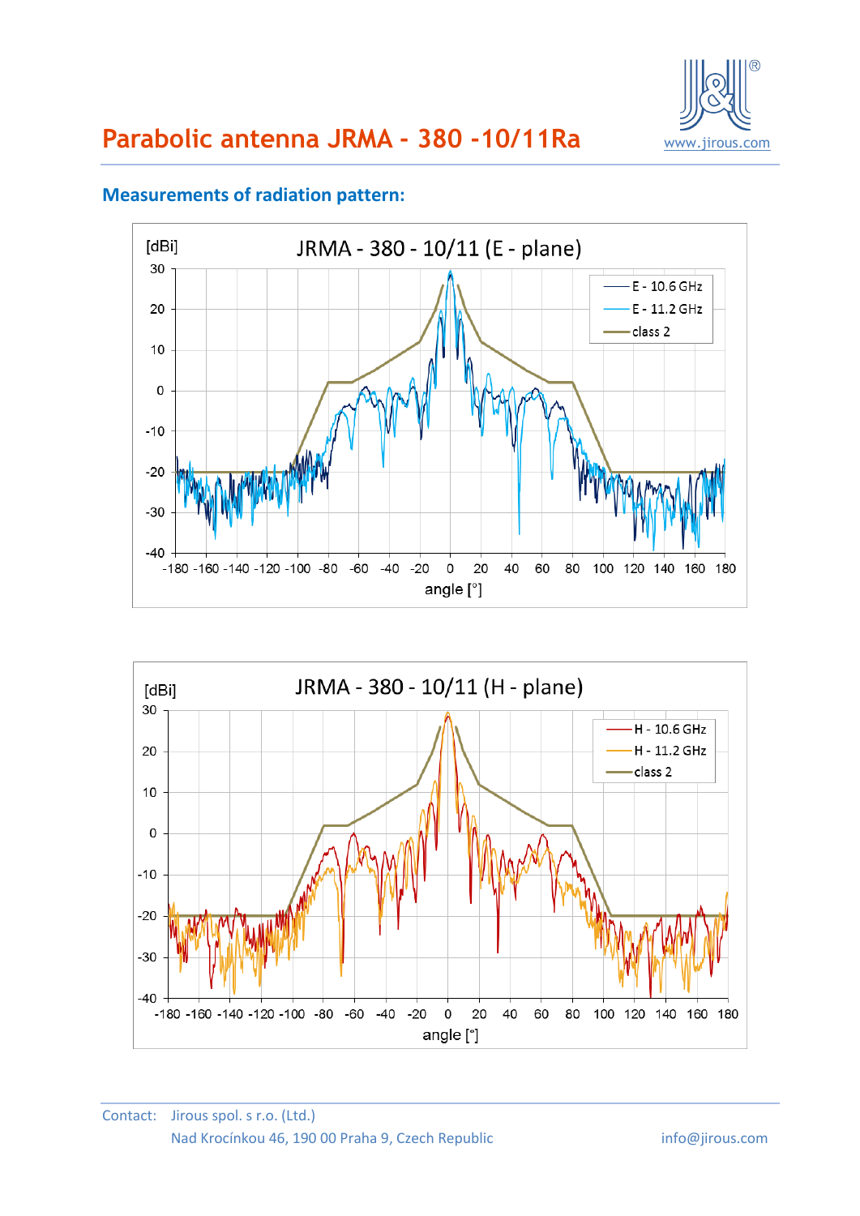# Parabolic antenna JRMA - 380 -10/11Ra

## Measurements of radiation pattern:

JRMA - 380 - 10/11 (E - plane)

JRMA - 380 - 10/11 (H - plane)

Contact: Jirous spol. s r.o. (Ltd.)
Nad Krocínkou 46, 190 00 Praha 9, Czech Republic
info@jirous.com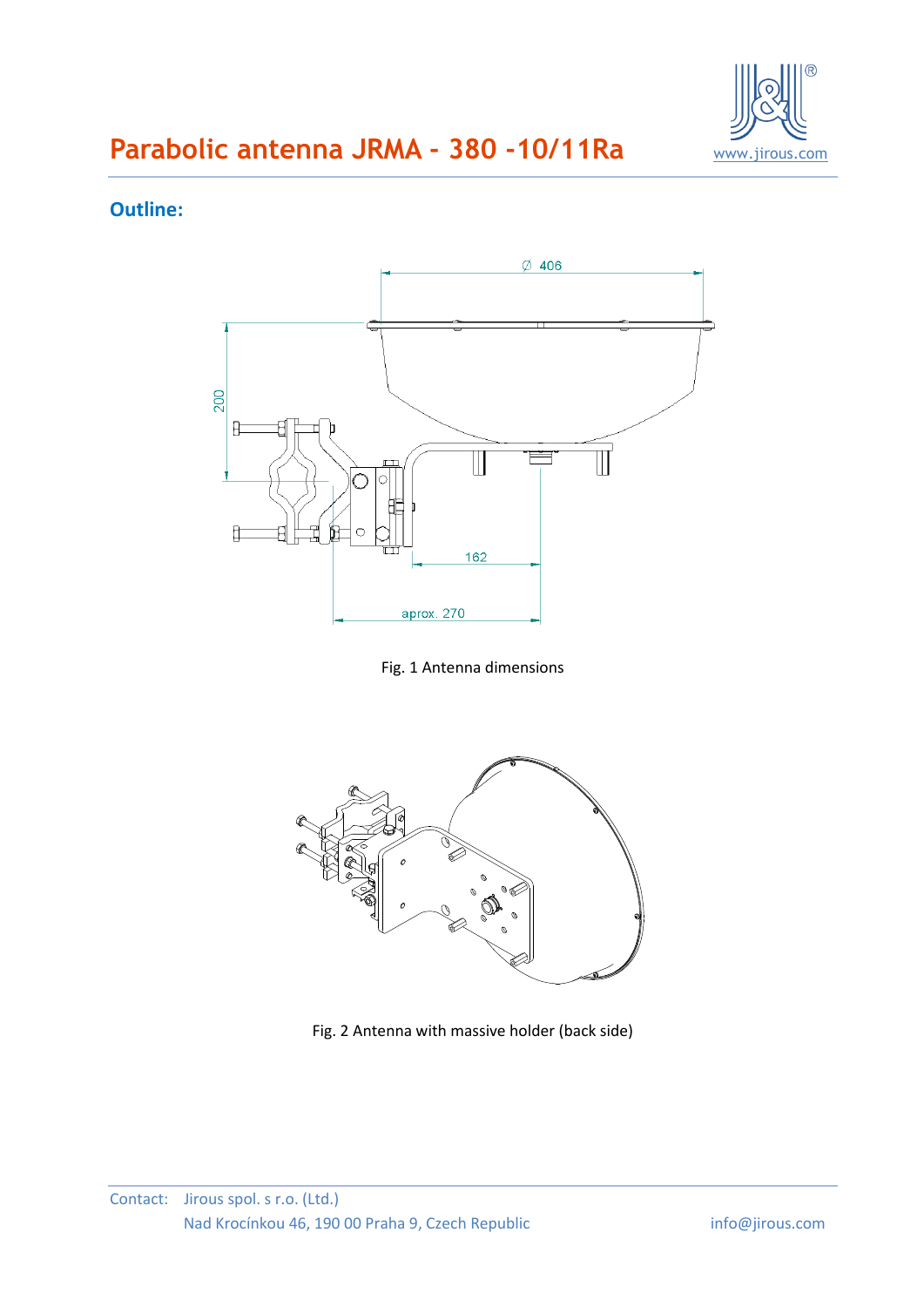# Parabolic antenna JRMA - 380 -10/11Ra

## Outline:

∅ 406

200

162

aprox. 270

Fig. 1 Antenna dimensions

Fig. 2 Antenna with massive holder (back side)

Contact: Jirous spol. s r.o. (Ltd.)
Nad Krocínkou 46, 190 00 Praha 9, Czech Republic info@jirous.com